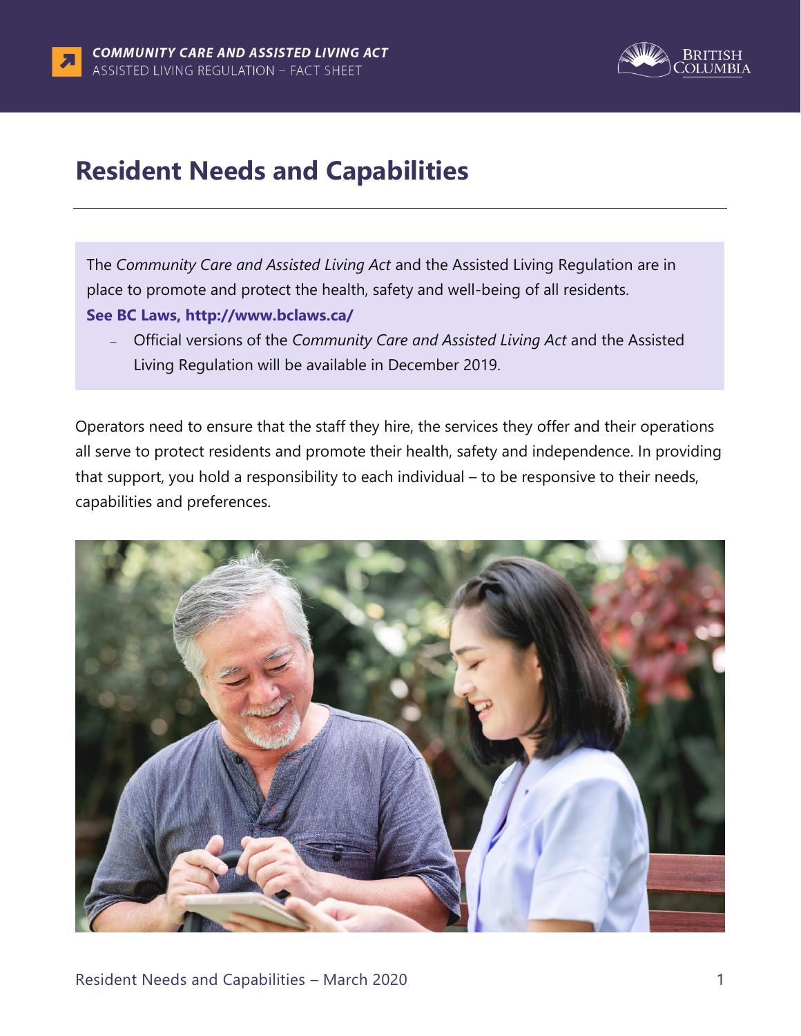# Resident Needs and Capabilities

The *Community Care and Assisted Living Act* and the Assisted Living Regulation are in place to promote and protect the health, safety and well-being of all residents.

**See BC Laws, http://www.bclaws.ca/**

- Official versions of the *Community Care and Assisted Living Act* and the Assisted Living Regulation will be available in December 2019.

Operators need to ensure that the staff they hire, the services they offer and their operations all serve to protect residents and promote their health, safety and independence. In providing that support, you hold a responsibility to each individual – to be responsive to their needs, capabilities and preferences.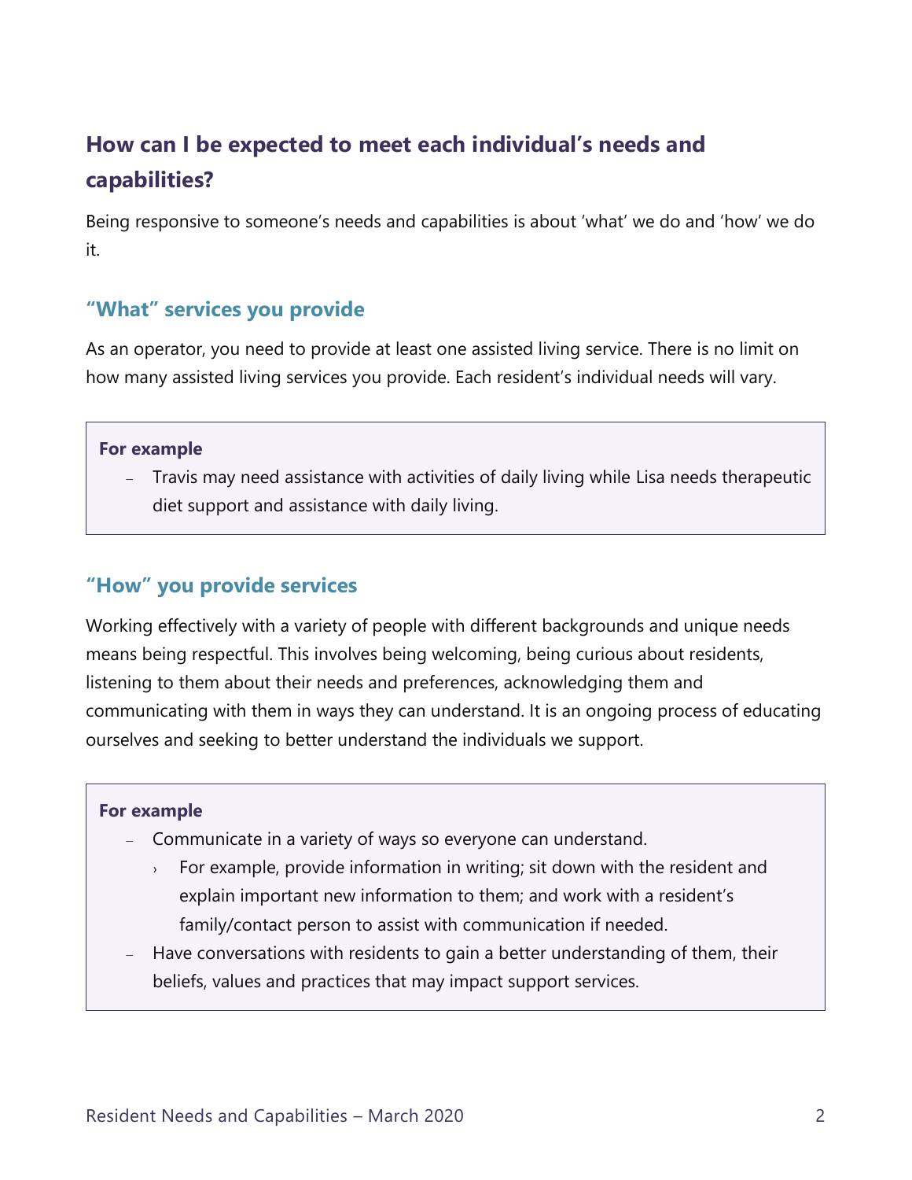## How can I be expected to meet each individual's needs and capabilities?

Being responsive to someone's needs and capabilities is about 'what' we do and 'how' we do it.

### "What" services you provide

As an operator, you need to provide at least one assisted living service. There is no limit on how many assisted living services you provide. Each resident's individual needs will vary.

> **For example**
>
> - Travis may need assistance with activities of daily living while Lisa needs therapeutic diet support and assistance with daily living.

### "How" you provide services

Working effectively with a variety of people with different backgrounds and unique needs means being respectful. This involves being welcoming, being curious about residents, listening to them about their needs and preferences, acknowledging them and communicating with them in ways they can understand. It is an ongoing process of educating ourselves and seeking to better understand the individuals we support.

> **For example**
>
> - Communicate in a variety of ways so everyone can understand.
>     - For example, provide information in writing; sit down with the resident and explain important new information to them; and work with a resident's family/contact person to assist with communication if needed.
> - Have conversations with residents to gain a better understanding of them, their beliefs, values and practices that may impact support services.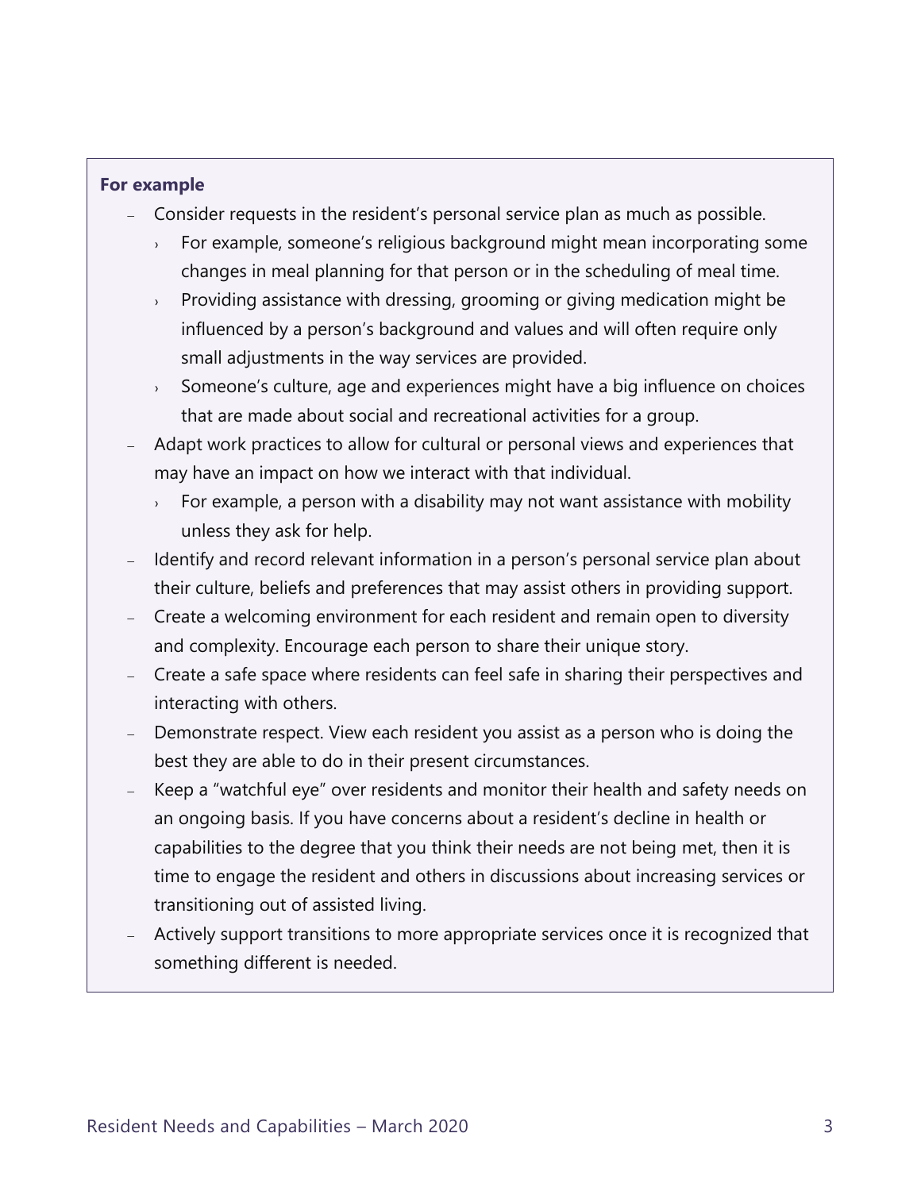**For example**

- Consider requests in the resident's personal service plan as much as possible.
  - For example, someone's religious background might mean incorporating some changes in meal planning for that person or in the scheduling of meal time.
  - Providing assistance with dressing, grooming or giving medication might be influenced by a person's background and values and will often require only small adjustments in the way services are provided.
  - Someone's culture, age and experiences might have a big influence on choices that are made about social and recreational activities for a group.
- Adapt work practices to allow for cultural or personal views and experiences that may have an impact on how we interact with that individual.
  - For example, a person with a disability may not want assistance with mobility unless they ask for help.
- Identify and record relevant information in a person's personal service plan about their culture, beliefs and preferences that may assist others in providing support.
- Create a welcoming environment for each resident and remain open to diversity and complexity. Encourage each person to share their unique story.
- Create a safe space where residents can feel safe in sharing their perspectives and interacting with others.
- Demonstrate respect. View each resident you assist as a person who is doing the best they are able to do in their present circumstances.
- Keep a "watchful eye" over residents and monitor their health and safety needs on an ongoing basis. If you have concerns about a resident's decline in health or capabilities to the degree that you think their needs are not being met, then it is time to engage the resident and others in discussions about increasing services or transitioning out of assisted living.
- Actively support transitions to more appropriate services once it is recognized that something different is needed.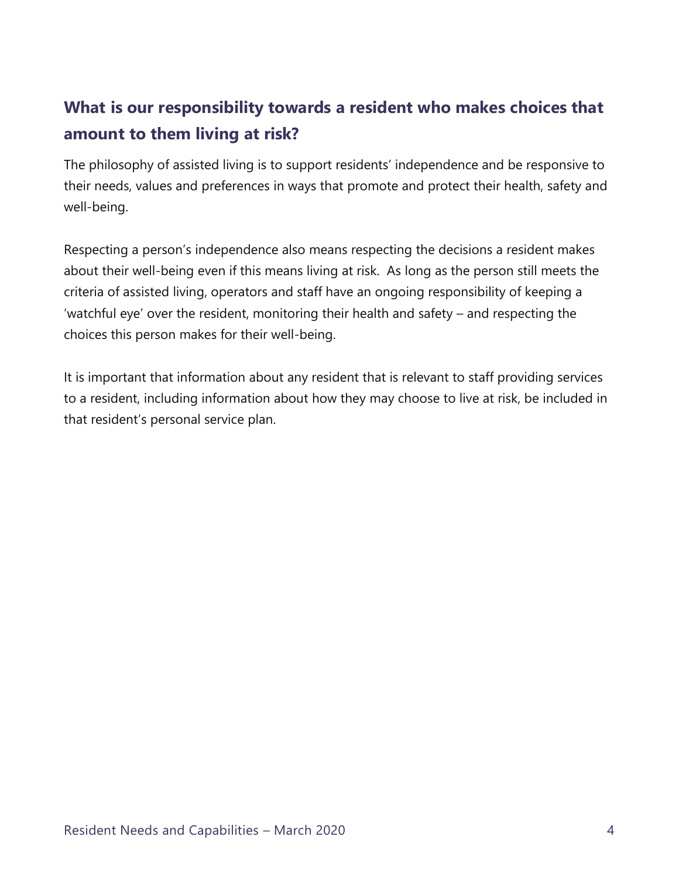## What is our responsibility towards a resident who makes choices that amount to them living at risk?

The philosophy of assisted living is to support residents' independence and be responsive to their needs, values and preferences in ways that promote and protect their health, safety and well-being.

Respecting a person's independence also means respecting the decisions a resident makes about their well-being even if this means living at risk. As long as the person still meets the criteria of assisted living, operators and staff have an ongoing responsibility of keeping a 'watchful eye' over the resident, monitoring their health and safety – and respecting the choices this person makes for their well-being.

It is important that information about any resident that is relevant to staff providing services to a resident, including information about how they may choose to live at risk, be included in that resident's personal service plan.